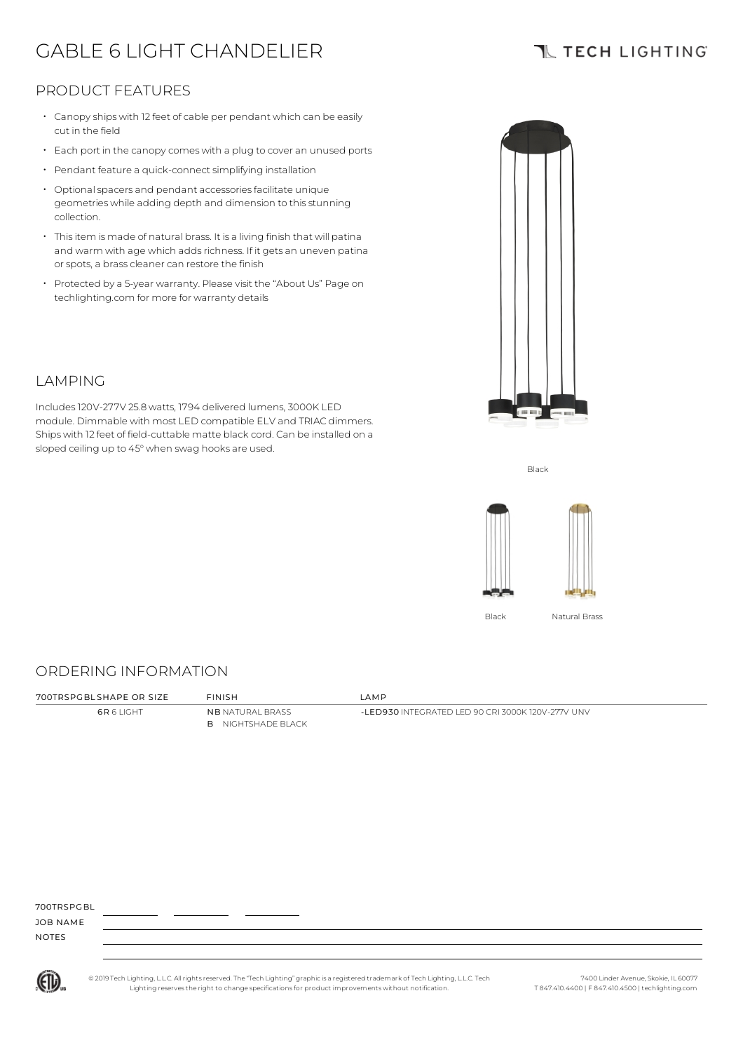# GABLE 6 LIGHT CHANDELIER

TECH LIGHTING

## PRODUCT FEATURES

- Canopy ships with 12 feet of cable per pendant which can be easily cut in the field
- Each port in the canopy comes with a plug to cover an unused ports
- Pendant feature a quick-connect simplifying installation
- Optional spacers and pendant accessories facilitate unique geometries while adding depth and dimension to this stunning collection.
- This item is made of natural brass. It is a living finish that will patina and warm with age which adds richness. If it gets an uneven patina or spots, a brass cleaner can restore the finish
- Protected by a 5-year warranty. Please visit the "About Us" Page on techlighting.com for more for warranty details

## LAMPING

Includes 120V-277V 25.8 watts, 1794 delivered lumens, 3000K LED module. Dimmable with most LED compatible ELV and TRIAC dimmers. Ships with 12 feet of field-cuttable matte black cord. Can be installed on a sloped ceiling up to 45° when swag hooks are used.

Black

Black Natural Brass

## ORDERING INFORMATION

| 700TRSPGBL SHAPE OR SIZE | FINISH | LAMP |
|---|---|---|
| **6R** 6 LIGHT | **NB** NATURAL BRASS<br>**B** NIGHTSHADE BLACK | **-LED930** INTEGRATED LED 90 CRI 3000K 120V-277V UNV |

700TRSPGBL ______ ______ ______

JOB NAME

NOTES

© 2019 Tech Lighting, L.L.C. All rights reserved. The "Tech Lighting" graphic is a registered trademark of Tech Lighting, L.L.C. Tech Lighting reserves the right to change specifications for product improvements without notification.

7400 Linder Avenue, Skokie, IL 60077
T 847.410.4400 | F 847.410.4500 | techlighting.com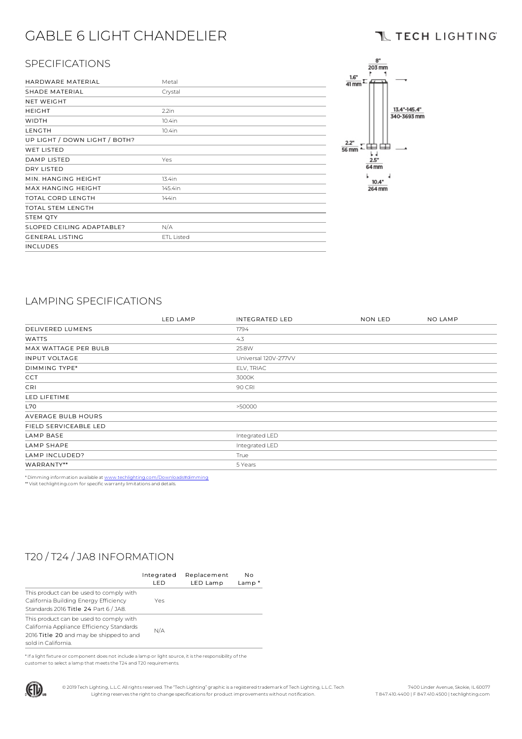# GABLE 6 LIGHT CHANDELIER

TECH LIGHTING

## SPECIFICATIONS

| | |
|---|---|
| HARDWARE MATERIAL | Metal |
| SHADE MATERIAL | Crystal |
| NET WEIGHT | |
| HEIGHT | 2.2in |
| WIDTH | 10.4in |
| LENGTH | 10.4in |
| UP LIGHT / DOWN LIGHT / BOTH? | |
| WET LISTED | |
| DAMP LISTED | Yes |
| DRY LISTED | |
| MIN. HANGING HEIGHT | 13.4in |
| MAX HANGING HEIGHT | 145.4in |
| TOTAL CORD LENGTH | 144in |
| TOTAL STEM LENGTH | |
| STEM QTY | |
| SLOPED CEILING ADAPTABLE? | N/A |
| GENERAL LISTING | ETL Listed |
| INCLUDES | |

8"
203 mm

1.6"
41 mm

13.4"-145.4"
340-3693 mm

2.2"
56 mm

2.5"
64 mm

10.4"
264 mm

## LAMPING SPECIFICATIONS

| | LED LAMP | INTEGRATED LED | NON LED | NO LAMP |
|---|---|---|---|---|
| DELIVERED LUMENS | | 1794 | | |
| WATTS | | 43 | | |
| MAX WATTAGE PER BULB | | 25.8W | | |
| INPUT VOLTAGE | | Universal 120V-277VV | | |
| DIMMING TYPE* | | ELV, TRIAC | | |
| CCT | | 3000K | | |
| CRI | | 90 CRI | | |
| LED LIFETIME | | | | |
| L70 | | >50000 | | |
| AVERAGE BULB HOURS | | | | |
| FIELD SERVICEABLE LED | | | | |
| LAMP BASE | | Integrated LED | | |
| LAMP SHAPE | | Integrated LED | | |
| LAMP INCLUDED? | | True | | |
| WARRANTY** | | 5 Years | | |

* Dimming information available at www.techlighting.com/Downloads#dimming
** Visit techlighting.com for specific warranty limitations and details.

## T20 / T24 / JA8 INFORMATION

| | Integrated LED | Replacement LED Lamp | No Lamp * |
|---|---|---|---|
| This product can be used to comply with California Building Energy Efficiency Standards 2016 Title 24 Part 6 / JA8. | Yes | | |
| This product can be used to comply with California Appliance Efficiency Standards 2016 Title 20 and may be shipped to and sold in California. | N/A | | |

* If a light fixture or component does not include a lamp or light source, it is the responsibility of the customer to select a lamp that meets the T24 and T20 requirements.

© 2019 Tech Lighting, L.L.C. All rights reserved. The "Tech Lighting" graphic is a registered trademark of Tech Lighting, L.L.C. Tech Lighting reserves the right to change specifications for product improvements without notification.

7400 Linder Avenue, Skokie, IL 60077
T 847.410.4400 | F 847.410.4500 | techlighting.com